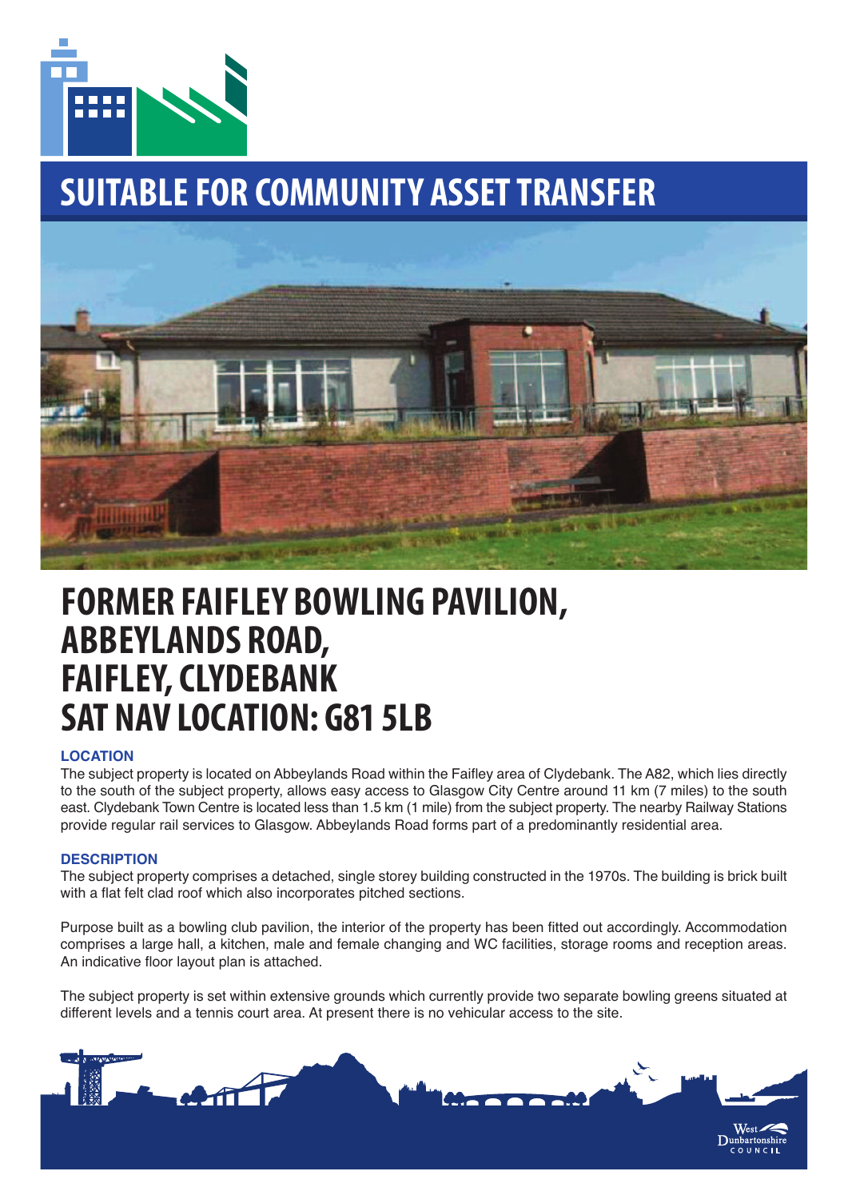# SUITABLE FOR COMMUNITY ASSET TRANSFER

# FORMER FAIFLEY BOWLING PAVILION, ABBEYLANDS ROAD, FAIFLEY, CLYDEBANK SAT NAV LOCATION: G81 5LB

### LOCATION

The subject property is located on Abbeylands Road within the Faifley area of Clydebank. The A82, which lies directly to the south of the subject property, allows easy access to Glasgow City Centre around 11 km (7 miles) to the south east. Clydebank Town Centre is located less than 1.5 km (1 mile) from the subject property. The nearby Railway Stations provide regular rail services to Glasgow. Abbeylands Road forms part of a predominantly residential area.

### DESCRIPTION

The subject property comprises a detached, single storey building constructed in the 1970s. The building is brick built with a flat felt clad roof which also incorporates pitched sections.

Purpose built as a bowling club pavilion, the interior of the property has been fitted out accordingly. Accommodation comprises a large hall, a kitchen, male and female changing and WC facilities, storage rooms and reception areas. An indicative floor layout plan is attached.

The subject property is set within extensive grounds which currently provide two separate bowling greens situated at different levels and a tennis court area. At present there is no vehicular access to the site.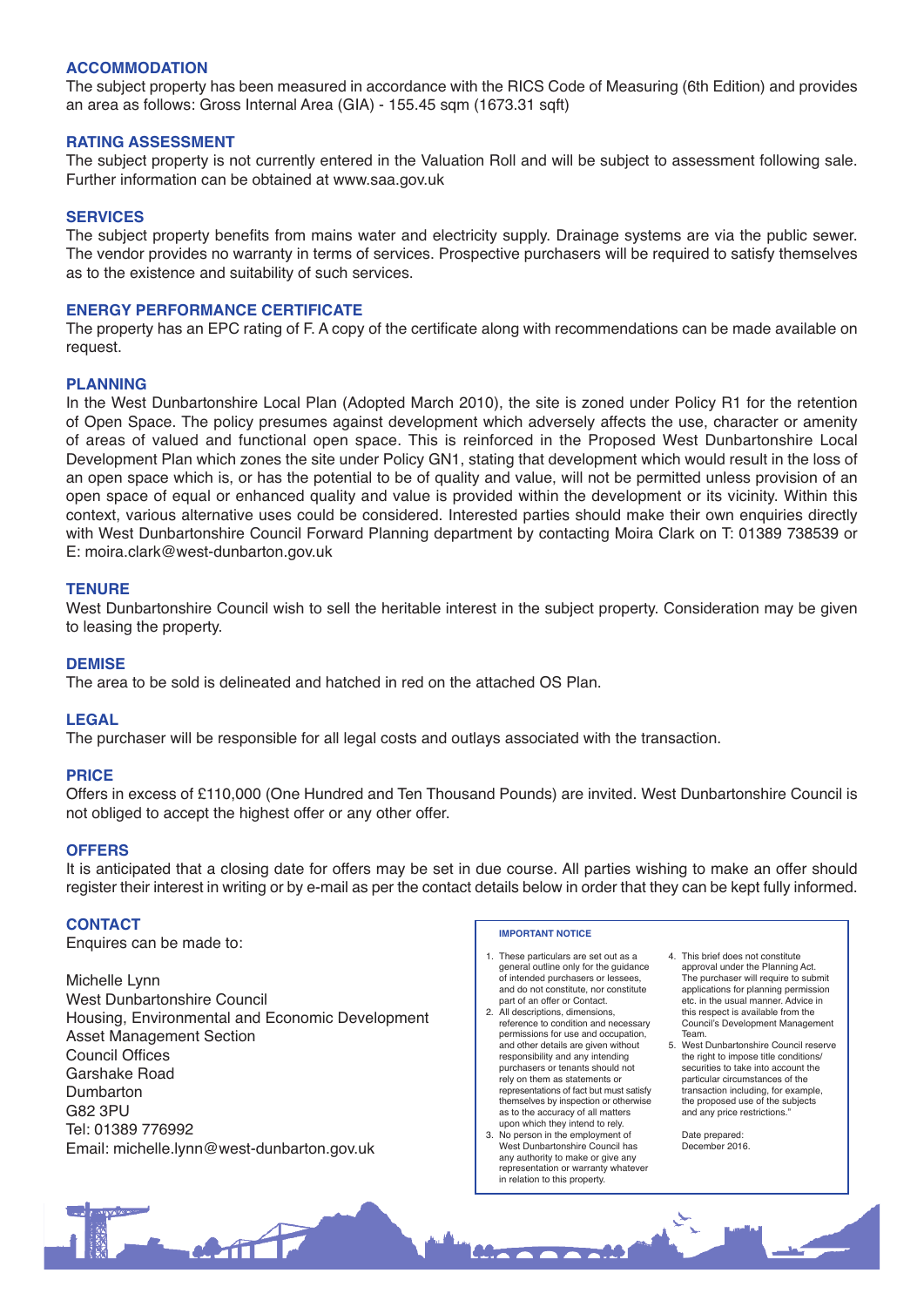## ACCOMMODATION

The subject property has been measured in accordance with the RICS Code of Measuring (6th Edition) and provides an area as follows: Gross Internal Area (GIA) - 155.45 sqm (1673.31 sqft)

## RATING ASSESSMENT

The subject property is not currently entered in the Valuation Roll and will be subject to assessment following sale. Further information can be obtained at www.saa.gov.uk

## SERVICES

The subject property benefits from mains water and electricity supply. Drainage systems are via the public sewer. The vendor provides no warranty in terms of services. Prospective purchasers will be required to satisfy themselves as to the existence and suitability of such services.

## ENERGY PERFORMANCE CERTIFICATE

The property has an EPC rating of F. A copy of the certificate along with recommendations can be made available on request.

## PLANNING

In the West Dunbartonshire Local Plan (Adopted March 2010), the site is zoned under Policy R1 for the retention of Open Space. The policy presumes against development which adversely affects the use, character or amenity of areas of valued and functional open space. This is reinforced in the Proposed West Dunbartonshire Local Development Plan which zones the site under Policy GN1, stating that development which would result in the loss of an open space which is, or has the potential to be of quality and value, will not be permitted unless provision of an open space of equal or enhanced quality and value is provided within the development or its vicinity. Within this context, various alternative uses could be considered. Interested parties should make their own enquiries directly with West Dunbartonshire Council Forward Planning department by contacting Moira Clark on T: 01389 738539 or E: moira.clark@west-dunbarton.gov.uk

## TENURE

West Dunbartonshire Council wish to sell the heritable interest in the subject property. Consideration may be given to leasing the property.

## DEMISE

The area to be sold is delineated and hatched in red on the attached OS Plan.

## LEGAL

The purchaser will be responsible for all legal costs and outlays associated with the transaction.

## PRICE

Offers in excess of £110,000 (One Hundred and Ten Thousand Pounds) are invited. West Dunbartonshire Council is not obliged to accept the highest offer or any other offer.

## OFFERS

It is anticipated that a closing date for offers may be set in due course. All parties wishing to make an offer should register their interest in writing or by e-mail as per the contact details below in order that they can be kept fully informed.

## CONTACT

Enquires can be made to:

Michelle Lynn
West Dunbartonshire Council
Housing, Environmental and Economic Development
Asset Management Section
Council Offices
Garshake Road
Dumbarton
G82 3PU
Tel: 01389 776992
Email: michelle.lynn@west-dunbarton.gov.uk

**IMPORTANT NOTICE**

1. These particulars are set out as a general outline only for the guidance of intended purchasers or lessees, and do not constitute, nor constitute part of an offer or Contact.
2. All descriptions, dimensions, reference to condition and necessary permissions for use and occupation, and other details are given without responsibility and any intending purchasers or tenants should not rely on them as statements or representations of fact but must satisfy themselves by inspection or otherwise as to the accuracy of all matters upon which they intend to rely.
3. No person in the employment of West Dunbartonshire Council has any authority to make or give any representation or warranty whatever in relation to this property.
4. This brief does not constitute approval under the Planning Act. The purchaser will require to submit applications for planning permission etc. in the usual manner. Advice in this respect is available from the Council's Development Management Team.
5. West Dunbartonshire Council reserve the right to impose title conditions/ securities to take into account the particular circumstances of the transaction including, for example, the proposed use of the subjects and any price restrictions."

Date prepared:
December 2016.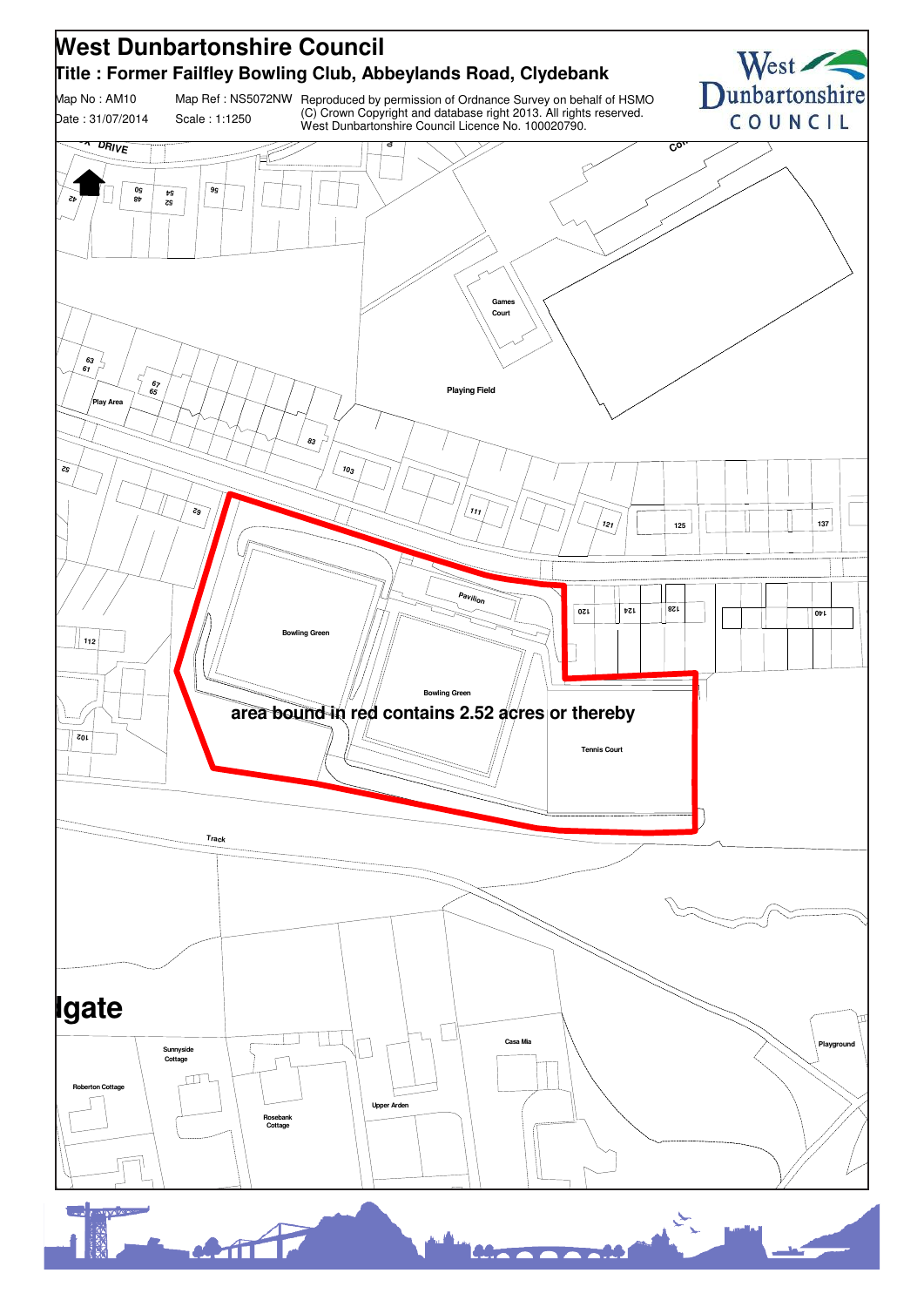# West Dunbartonshire Council

## Title : Former Failfley Bowling Club, Abbeylands Road, Clydebank

Map No : AM10

Date : 31/07/2014

Map Ref : NS5072NW

Scale : 1:1250

Reproduced by permission of Ordnance Survey on behalf of HSMO
(C) Crown Copyright and database right 2013. All rights reserved.
West Dunbartonshire Council Licence No. 100020790.

West Dunbartonshire COUNCIL

DRIVE

42

48

50

52

54

56

Games Court

Playing Field

63

61

67

65

Play Area

83

103

52

62

111

121

125

137

Pavilion

120

124

128

140

112

Bowling Green

Bowling Green

102

**area bound in red contains 2.52 acres or thereby**

Tennis Court

Track

lgate

Sunnyside Cottage

Roberton Cottage

Rosebank Cottage

Upper Arden

Casa Mia

Playground